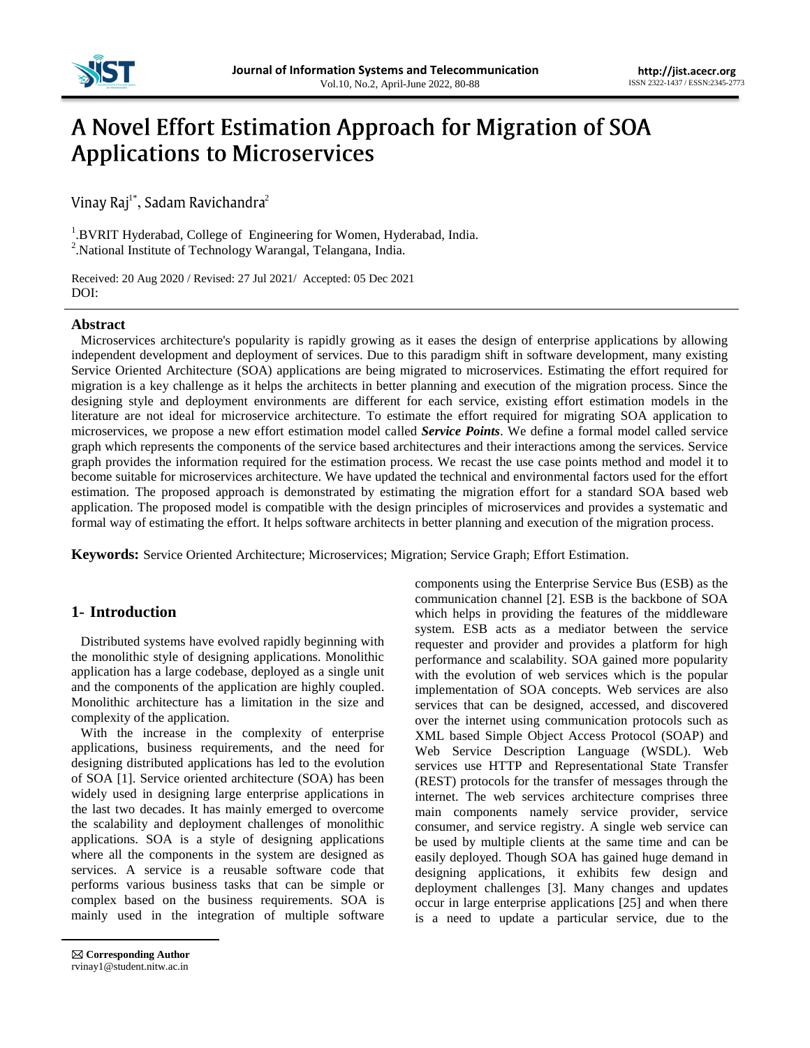# A Novel Effort Estimation Approach for Migration of SOA Applications to Microservices

Vinay Raj[1*], Sadam Ravichandra[2]

[1].BVRIT Hyderabad, College of Engineering for Women, Hyderabad, India.
[2].National Institute of Technology Warangal, Telangana, India.

Received: 20 Aug 2020 / Revised: 27 Jul 2021/ Accepted: 05 Dec 2021
DOI:

## Abstract

Microservices architecture's popularity is rapidly growing as it eases the design of enterprise applications by allowing independent development and deployment of services. Due to this paradigm shift in software development, many existing Service Oriented Architecture (SOA) applications are being migrated to microservices. Estimating the effort required for migration is a key challenge as it helps the architects in better planning and execution of the migration process. Since the designing style and deployment environments are different for each service, existing effort estimation models in the literature are not ideal for microservice architecture. To estimate the effort required for migrating SOA application to microservices, we propose a new effort estimation model called ***Service Points***. We define a formal model called service graph which represents the components of the service based architectures and their interactions among the services. Service graph provides the information required for the estimation process. We recast the use case points method and model it to become suitable for microservices architecture. We have updated the technical and environmental factors used for the effort estimation. The proposed approach is demonstrated by estimating the migration effort for a standard SOA based web application. The proposed model is compatible with the design principles of microservices and provides a systematic and formal way of estimating the effort. It helps software architects in better planning and execution of the migration process.

**Keywords:** Service Oriented Architecture; Microservices; Migration; Service Graph; Effort Estimation.

## 1- Introduction

Distributed systems have evolved rapidly beginning with the monolithic style of designing applications. Monolithic application has a large codebase, deployed as a single unit and the components of the application are highly coupled. Monolithic architecture has a limitation in the size and complexity of the application.

With the increase in the complexity of enterprise applications, business requirements, and the need for designing distributed applications has led to the evolution of SOA [1]. Service oriented architecture (SOA) has been widely used in designing large enterprise applications in the last two decades. It has mainly emerged to overcome the scalability and deployment challenges of monolithic applications. SOA is a style of designing applications where all the components in the system are designed as services. A service is a reusable software code that performs various business tasks that can be simple or complex based on the business requirements. SOA is mainly used in the integration of multiple software components using the Enterprise Service Bus (ESB) as the communication channel [2]. ESB is the backbone of SOA which helps in providing the features of the middleware system. ESB acts as a mediator between the service requester and provider and provides a platform for high performance and scalability. SOA gained more popularity with the evolution of web services which is the popular implementation of SOA concepts. Web services are also services that can be designed, accessed, and discovered over the internet using communication protocols such as XML based Simple Object Access Protocol (SOAP) and Web Service Description Language (WSDL). Web services use HTTP and Representational State Transfer (REST) protocols for the transfer of messages through the internet. The web services architecture comprises three main components namely service provider, service consumer, and service registry. A single web service can be used by multiple clients at the same time and can be easily deployed. Though SOA has gained huge demand in designing applications, it exhibits few design and deployment challenges [3]. Many changes and updates occur in large enterprise applications [25] and when there is a need to update a particular service, due to the

✉ **Corresponding Author**
rvinay1@student.nitw.ac.in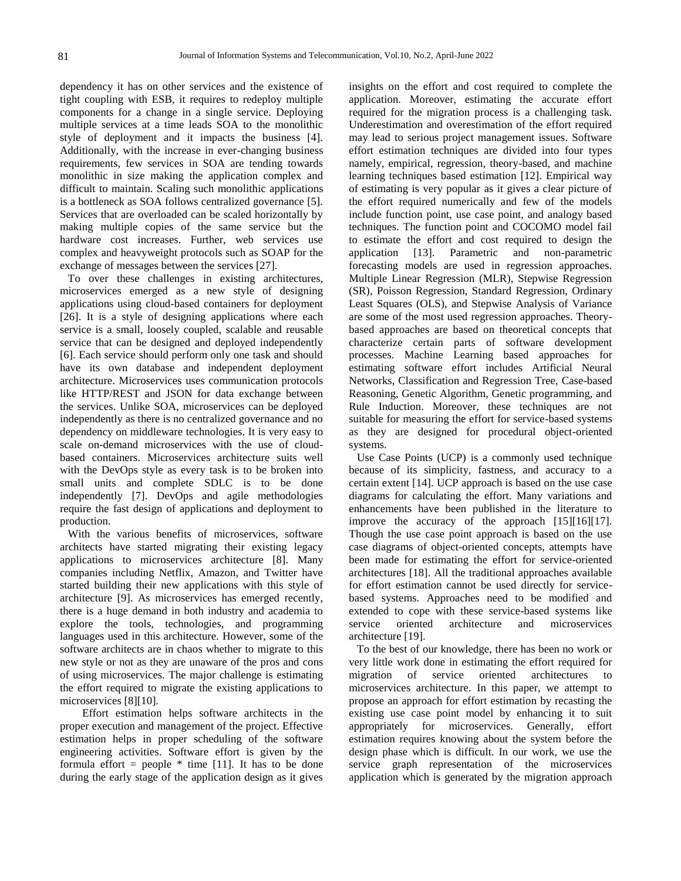dependency it has on other services and the existence of tight coupling with ESB, it requires to redeploy multiple components for a change in a single service. Deploying multiple services at a time leads SOA to the monolithic style of deployment and it impacts the business [4]. Additionally, with the increase in ever-changing business requirements, few services in SOA are tending towards monolithic in size making the application complex and difficult to maintain. Scaling such monolithic applications is a bottleneck as SOA follows centralized governance [5]. Services that are overloaded can be scaled horizontally by making multiple copies of the same service but the hardware cost increases. Further, web services use complex and heavyweight protocols such as SOAP for the exchange of messages between the services [27].

To over these challenges in existing architectures, microservices emerged as a new style of designing applications using cloud-based containers for deployment [26]. It is a style of designing applications where each service is a small, loosely coupled, scalable and reusable service that can be designed and deployed independently [6]. Each service should perform only one task and should have its own database and independent deployment architecture. Microservices uses communication protocols like HTTP/REST and JSON for data exchange between the services. Unlike SOA, microservices can be deployed independently as there is no centralized governance and no dependency on middleware technologies. It is very easy to scale on-demand microservices with the use of cloud-based containers. Microservices architecture suits well with the DevOps style as every task is to be broken into small units and complete SDLC is to be done independently [7]. DevOps and agile methodologies require the fast design of applications and deployment to production.

With the various benefits of microservices, software architects have started migrating their existing legacy applications to microservices architecture [8]. Many companies including Netflix, Amazon, and Twitter have started building their new applications with this style of architecture [9]. As microservices has emerged recently, there is a huge demand in both industry and academia to explore the tools, technologies, and programming languages used in this architecture. However, some of the software architects are in chaos whether to migrate to this new style or not as they are unaware of the pros and cons of using microservices. The major challenge is estimating the effort required to migrate the existing applications to microservices [8][10].

Effort estimation helps software architects in the proper execution and management of the project. Effective estimation helps in proper scheduling of the software engineering activities. Software effort is given by the formula effort = people * time [11]. It has to be done during the early stage of the application design as it gives insights on the effort and cost required to complete the application. Moreover, estimating the accurate effort required for the migration process is a challenging task. Underestimation and overestimation of the effort required may lead to serious project management issues. Software effort estimation techniques are divided into four types namely, empirical, regression, theory-based, and machine learning techniques based estimation [12]. Empirical way of estimating is very popular as it gives a clear picture of the effort required numerically and few of the models include function point, use case point, and analogy based techniques. The function point and COCOMO model fail to estimate the effort and cost required to design the application [13]. Parametric and non-parametric forecasting models are used in regression approaches. Multiple Linear Regression (MLR), Stepwise Regression (SR), Poisson Regression, Standard Regression, Ordinary Least Squares (OLS), and Stepwise Analysis of Variance are some of the most used regression approaches. Theory-based approaches are based on theoretical concepts that characterize certain parts of software development processes. Machine Learning based approaches for estimating software effort includes Artificial Neural Networks, Classification and Regression Tree, Case-based Reasoning, Genetic Algorithm, Genetic programming, and Rule Induction. Moreover, these techniques are not suitable for measuring the effort for service-based systems as they are designed for procedural object-oriented systems.

Use Case Points (UCP) is a commonly used technique because of its simplicity, fastness, and accuracy to a certain extent [14]. UCP approach is based on the use case diagrams for calculating the effort. Many variations and enhancements have been published in the literature to improve the accuracy of the approach [15][16][17]. Though the use case point approach is based on the use case diagrams of object-oriented concepts, attempts have been made for estimating the effort for service-oriented architectures [18]. All the traditional approaches available for effort estimation cannot be used directly for service-based systems. Approaches need to be modified and extended to cope with these service-based systems like service oriented architecture and microservices architecture [19].

To the best of our knowledge, there has been no work or very little work done in estimating the effort required for migration of service oriented architectures to microservices architecture. In this paper, we attempt to propose an approach for effort estimation by recasting the existing use case point model by enhancing it to suit appropriately for microservices. Generally, effort estimation requires knowing about the system before the design phase which is difficult. In our work, we use the service graph representation of the microservices application which is generated by the migration approach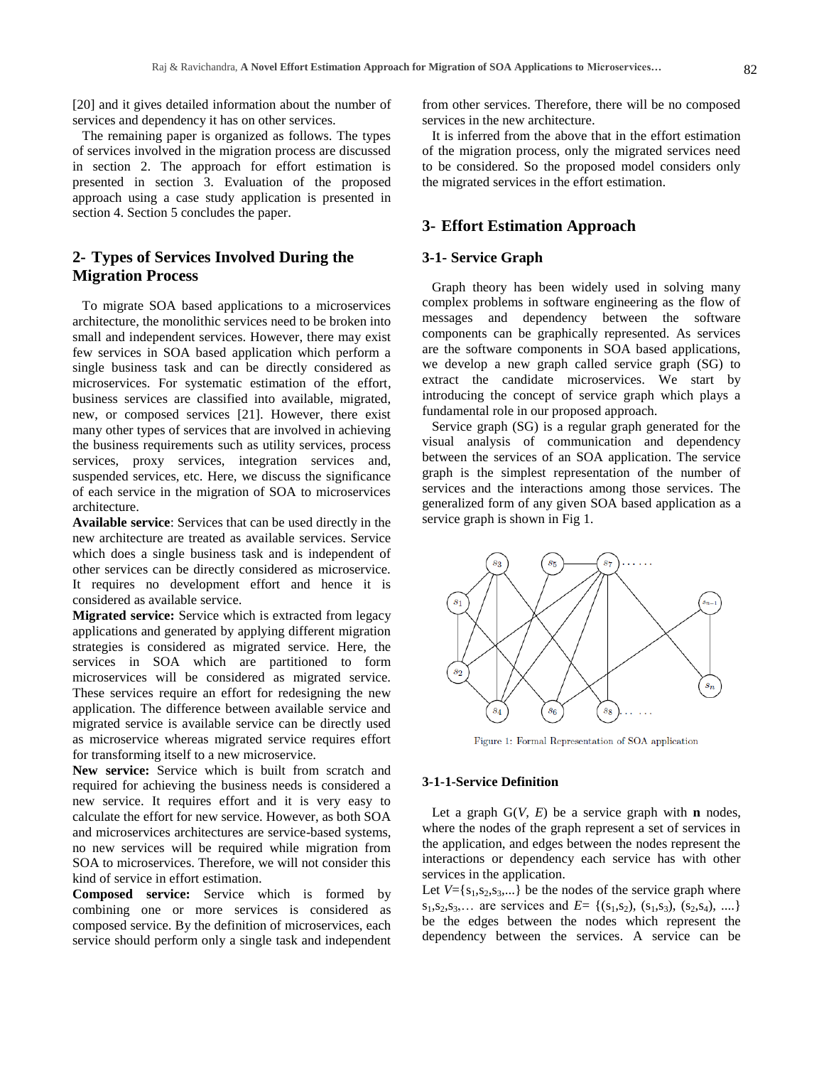[20] and it gives detailed information about the number of services and dependency it has on other services.

The remaining paper is organized as follows. The types of services involved in the migration process are discussed in section 2. The approach for effort estimation is presented in section 3. Evaluation of the proposed approach using a case study application is presented in section 4. Section 5 concludes the paper.

## 2- Types of Services Involved During the Migration Process

To migrate SOA based applications to a microservices architecture, the monolithic services need to be broken into small and independent services. However, there may exist few services in SOA based application which perform a single business task and can be directly considered as microservices. For systematic estimation of the effort, business services are classified into available, migrated, new, or composed services [21]. However, there exist many other types of services that are involved in achieving the business requirements such as utility services, process services, proxy services, integration services and, suspended services, etc. Here, we discuss the significance of each service in the migration of SOA to microservices architecture.

**Available service**: Services that can be used directly in the new architecture are treated as available services. Service which does a single business task and is independent of other services can be directly considered as microservice. It requires no development effort and hence it is considered as available service.

**Migrated service:** Service which is extracted from legacy applications and generated by applying different migration strategies is considered as migrated service. Here, the services in SOA which are partitioned to form microservices will be considered as migrated service. These services require an effort for redesigning the new application. The difference between available service and migrated service is available service can be directly used as microservice whereas migrated service requires effort for transforming itself to a new microservice.

**New service:** Service which is built from scratch and required for achieving the business needs is considered a new service. It requires effort and it is very easy to calculate the effort for new service. However, as both SOA and microservices architectures are service-based systems, no new services will be required while migration from SOA to microservices. Therefore, we will not consider this kind of service in effort estimation.

**Composed service:** Service which is formed by combining one or more services is considered as composed service. By the definition of microservices, each service should perform only a single task and independent from other services. Therefore, there will be no composed services in the new architecture.

It is inferred from the above that in the effort estimation of the migration process, only the migrated services need to be considered. So the proposed model considers only the migrated services in the effort estimation.

## 3- Effort Estimation Approach

### 3-1- Service Graph

Graph theory has been widely used in solving many complex problems in software engineering as the flow of messages and dependency between the software components can be graphically represented. As services are the software components in SOA based applications, we develop a new graph called service graph (SG) to extract the candidate microservices. We start by introducing the concept of service graph which plays a fundamental role in our proposed approach.

Service graph (SG) is a regular graph generated for the visual analysis of communication and dependency between the services of an SOA application. The service graph is the simplest representation of the number of services and the interactions among those services. The generalized form of any given SOA based application as a service graph is shown in Fig 1.

Figure 1: Formal Representation of SOA application

#### 3-1-1-Service Definition

Let a graph $G(V, E)$ be a service graph with **n** nodes, where the nodes of the graph represent a set of services in the application, and edges between the nodes represent the interactions or dependency each service has with other services in the application.

Let $V=\{s_1,s_2,s_3,...\}$ be the nodes of the service graph where $s_1,s_2,s_3,...$ are services and $E= \{(s_1,s_2), (s_1,s_3), (s_2,s_4), ....\}$ be the edges between the nodes which represent the dependency between the services. A service can be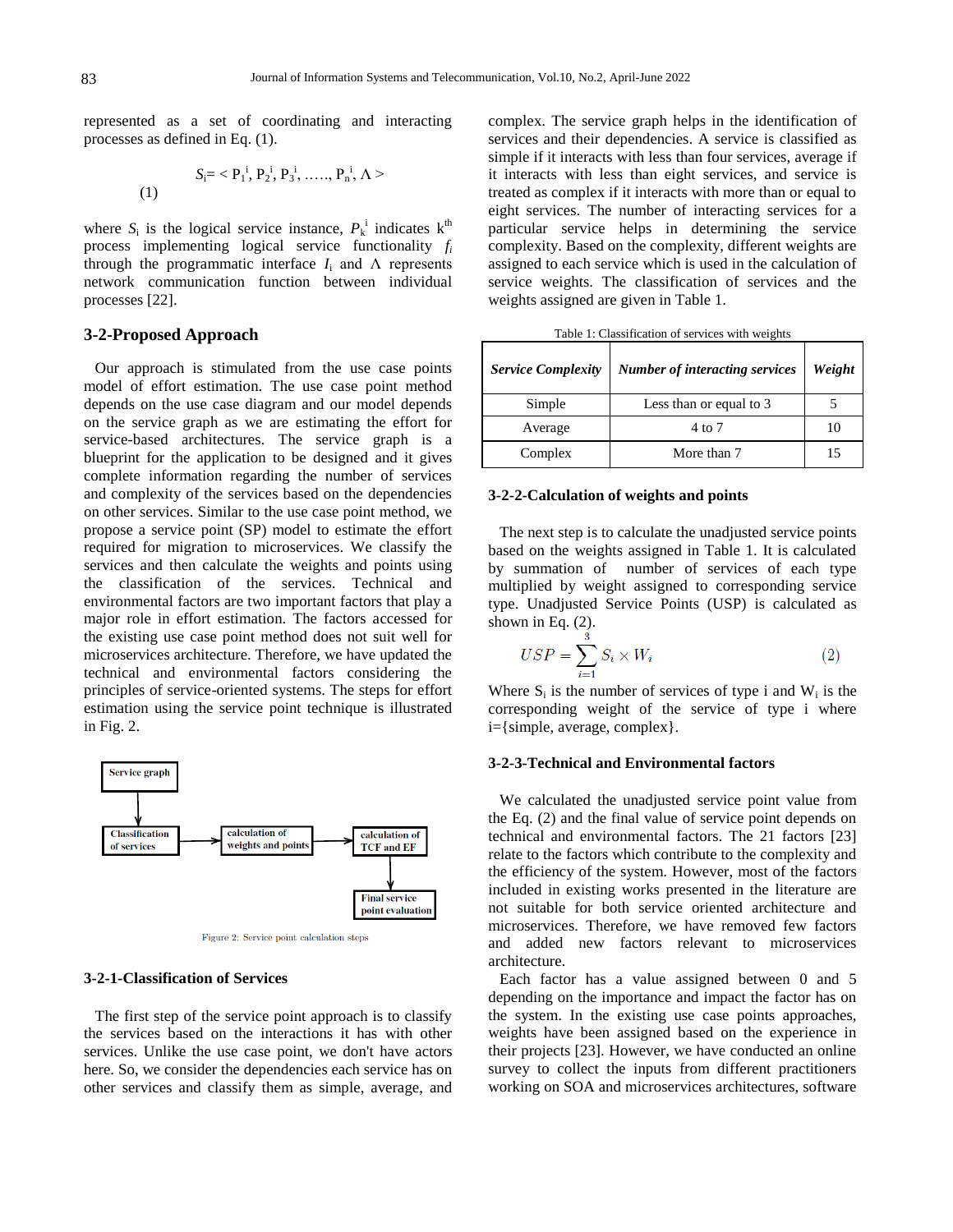represented as a set of coordinating and interacting processes as defined in Eq. (1).

$$S_i = < P_1^i, P_2^i, P_3^i, \ldots, P_n^i, \Lambda > \quad (1)$$

where $S_i$ is the logical service instance, $P_k^i$ indicates k[th] process implementing logical service functionality $f_i$ through the programmatic interface $I_i$ and $\Lambda$ represents network communication function between individual processes [22].

### 3-2-Proposed Approach

Our approach is stimulated from the use case points model of effort estimation. The use case point method depends on the use case diagram and our model depends on the service graph as we are estimating the effort for service-based architectures. The service graph is a blueprint for the application to be designed and it gives complete information regarding the number of services and complexity of the services based on the dependencies on other services. Similar to the use case point method, we propose a service point (SP) model to estimate the effort required for migration to microservices. We classify the services and then calculate the weights and points using the classification of the services. Technical and environmental factors are two important factors that play a major role in effort estimation. The factors accessed for the existing use case point method does not suit well for the microservices architecture. Therefore, we have updated the technical and environmental factors considering the principles of service-oriented systems. The steps for effort estimation using the service point technique is illustrated in Fig. 2.

Service graph → Classification of services → calculation of weights and points → calculation of TCF and EF → Final service point evaluation

Figure 2: Service point calculation steps

#### 3-2-1-Classification of Services

The first step of the service point approach is to classify the services based on the interactions it has with other services. Unlike the use case point, we don't have actors here. So, we consider the dependencies each service has on other services and classify them as simple, average, and complex. The service graph helps in the identification of services and their dependencies. A service is classified as simple if it interacts with less than four services, average if it interacts with less than eight services, and service is treated as complex if it interacts with more than or equal to eight services. The number of interacting services for a particular service helps in determining the service complexity. Based on the complexity, different weights are assigned to each service which is used in the calculation of service weights. The classification of services and the weights assigned are given in Table 1.

Table 1: Classification of services with weights

| *Service Complexity* | *Number of interacting services* | *Weight* |
|---|---|---|
| Simple | Less than or equal to 3 | 5 |
| Average | 4 to 7 | 10 |
| Complex | More than 7 | 15 |

#### 3-2-2-Calculation of weights and points

The next step is to calculate the unadjusted service points based on the weights assigned in Table 1. It is calculated by summation of number of services of each type multiplied by weight assigned to corresponding service type. Unadjusted Service Points (USP) is calculated as shown in Eq. (2).

$$USP = \sum_{i=1}^{3} S_i \times W_i \quad (2)$$

Where $S_i$ is the number of services of type i and $W_i$ is the corresponding weight of the service of type i where i={simple, average, complex}.

#### 3-2-3-Technical and Environmental factors

We calculated the unadjusted service point value from the Eq. (2) and the final value of service point depends on technical and environmental factors. The 21 factors [23] relate to the factors which contribute to the complexity and the efficiency of the system. However, most of the factors included in existing works presented in the literature are not suitable for both service oriented architecture and microservices. Therefore, we have removed few factors and added new factors relevant to microservices architecture.

Each factor has a value assigned between 0 and 5 depending on the importance and impact the factor has on the system. In the existing use case points approaches, weights have been assigned based on the experience in their projects [23]. However, we have conducted an online survey to collect the inputs from different practitioners working on SOA and microservices architectures, software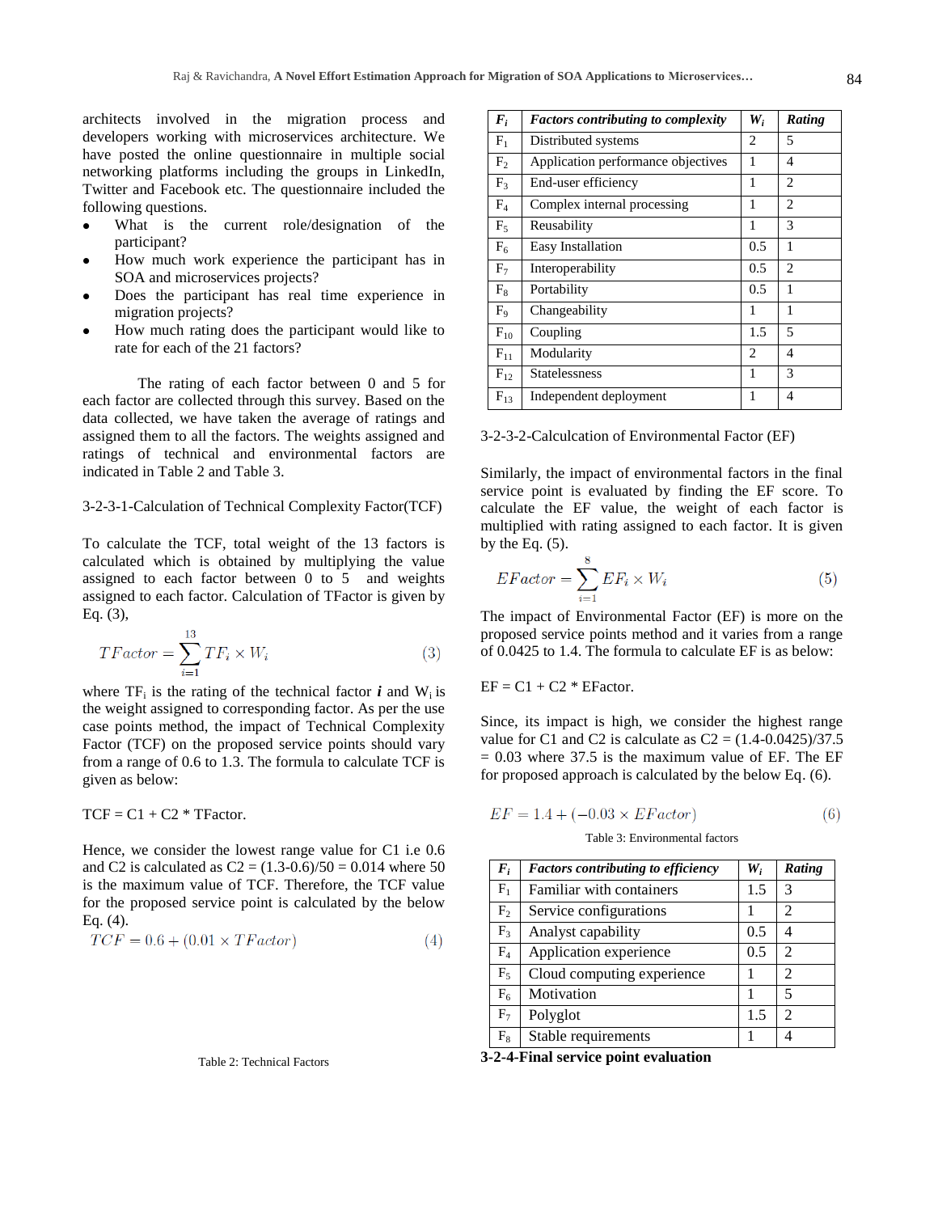architects involved in the migration process and developers working with microservices architecture. We have posted the online questionnaire in multiple social networking platforms including the groups in LinkedIn, Twitter and Facebook etc. The questionnaire included the following questions.

- What is the current role/designation of the participant?
- How much work experience the participant has in SOA and microservices projects?
- Does the participant has real time experience in migration projects?
- How much rating does the participant would like to rate for each of the 21 factors?

The rating of each factor between 0 and 5 for each factor are collected through this survey. Based on the data collected, we have taken the average of ratings and assigned them to all the factors. The weights assigned and ratings of technical and environmental factors are indicated in Table 2 and Table 3.

3-2-3-1-Calculation of Technical Complexity Factor(TCF)

To calculate the TCF, total weight of the 13 factors is calculated which is obtained by multiplying the value assigned to each factor between 0 to 5 and weights assigned to each factor. Calculation of TFactor is given by Eq. (3),

$$TFactor = \sum_{i=1}^{13} TF_i \times W_i \qquad (3)$$

where $TF_i$ is the rating of the technical factor ***i*** and $W_i$ is the weight assigned to corresponding factor. As per the use case points method, the impact of Technical Complexity Factor (TCF) on the proposed service points should vary from a range of 0.6 to 1.3. The formula to calculate TCF is given as below:

TCF = C1 + C2 * TFactor.

Hence, we consider the lowest range value for C1 i.e 0.6 and C2 is calculated as C2 = (1.3-0.6)/50 = 0.014 where 50 is the maximum value of TCF. Therefore, the TCF value for the proposed service point is calculated by the below Eq. (4).

$$TCF = 0.6 + (0.01 \times TFactor) \qquad (4)$$

Table 2: Technical Factors

| $F_i$ | *Factors contributing to complexity* | $W_i$ | *Rating* |
|---|---|---|---|
| $F_1$ | Distributed systems | 2 | 5 |
| $F_2$ | Application performance objectives | 1 | 4 |
| $F_3$ | End-user efficiency | 1 | 2 |
| $F_4$ | Complex internal processing | 1 | 2 |
| $F_5$ | Reusability | 1 | 3 |
| $F_6$ | Easy Installation | 0.5 | 1 |
| $F_7$ | Interoperability | 0.5 | 2 |
| $F_8$ | Portability | 0.5 | 1 |
| $F_9$ | Changeability | 1 | 1 |
| $F_{10}$ | Coupling | 1.5 | 5 |
| $F_{11}$ | Modularity | 2 | 4 |
| $F_{12}$ | Statelessness | 1 | 3 |
| $F_{13}$ | Independent deployment | 1 | 4 |

3-2-3-2-Calculcation of Environmental Factor (EF)

Similarly, the impact of environmental factors in the final service point is evaluated by finding the EF score. To calculate the EF value, the weight of each factor is multiplied with rating assigned to each factor. It is given by the Eq. (5).

$$EFactor = \sum_{i=1}^{8} EF_i \times W_i \qquad (5)$$

The impact of Environmental Factor (EF) is more on the proposed service points method and it varies from a range of 0.0425 to 1.4. The formula to calculate EF is as below:

EF = C1 + C2 * EFactor.

Since, its impact is high, we consider the highest range value for C1 and C2 is calculate as C2 = (1.4-0.0425)/37.5 = 0.03 where 37.5 is the maximum value of EF. The EF for proposed approach is calculated by the below Eq. (6).

$$EF = 1.4 + (-0.03 \times EFactor) \qquad (6)$$

Table 3: Environmental factors

| $F_i$ | *Factors contributing to efficiency* | $W_i$ | *Rating* |
|---|---|---|---|
| $F_1$ | Familiar with containers | 1.5 | 3 |
| $F_2$ | Service configurations | 1 | 2 |
| $F_3$ | Analyst capability | 0.5 | 4 |
| $F_4$ | Application experience | 0.5 | 2 |
| $F_5$ | Cloud computing experience | 1 | 2 |
| $F_6$ | Motivation | 1 | 5 |
| $F_7$ | Polyglot | 1.5 | 2 |
| $F_8$ | Stable requirements | 1 | 4 |

**3-2-4-Final service point evaluation**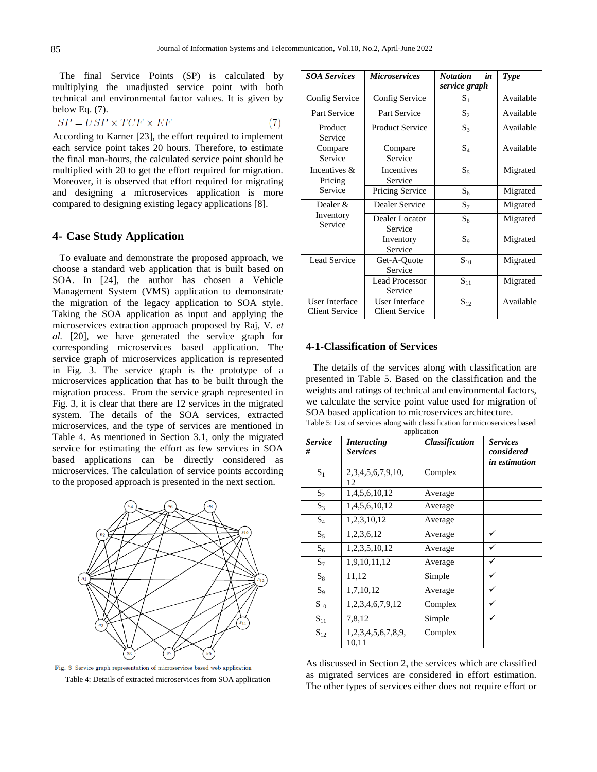The final Service Points (SP) is calculated by multiplying the unadjusted service point with both technical and environmental factor values. It is given by below Eq. (7).

$$SP = USP \times TCF \times EF \quad (7)$$

According to Karner [23], the effort required to implement each service point takes 20 hours. Therefore, to estimate the final man-hours, the calculated service point should be multiplied with 20 to get the effort required for migration. Moreover, it is observed that effort required for migrating and designing a microservices application is more compared to designing existing legacy applications [8].

## 4- Case Study Application

To evaluate and demonstrate the proposed approach, we choose a standard web application that is built based on SOA. In [24], the author has chosen a Vehicle Management System (VMS) application to demonstrate the migration of the legacy application to SOA style. Taking the SOA application as input and applying the microservices extraction approach proposed by Raj, V. *et al.* [20], we have generated the service graph for corresponding microservices based application. The service graph of microservices application is represented in Fig. 3. The service graph is the prototype of a microservices application that has to be built through the migration process. From the service graph represented in Fig. 3, it is clear that there are 12 services in the migrated system. The details of the SOA services, extracted microservices, and the type of services are mentioned in Table 4. As mentioned in Section 3.1, only the migrated service for estimating the effort as few services in SOA based applications can be directly considered as microservices. The calculation of service points according to the proposed approach is presented in the next section.

Fig. 3 Service graph representation of microservices based web application

Table 4: Details of extracted microservices from SOA application

| *SOA Services* | *Microservices* | *Notation in service graph* | *Type* |
|---|---|---|---|
| Config Service | Config Service | $S_1$ | Available |
| Part Service | Part Service | $S_2$ | Available |
| Product Service | Product Service | $S_3$ | Available |
| Compare Service | Compare Service | $S_4$ | Available |
| Incentives & Pricing Service | Incentives Service | $S_5$ | Migrated |
| | Pricing Service | $S_6$ | Migrated |
| Dealer & Inventory Service | Dealer Service | $S_7$ | Migrated |
| | Dealer Locator Service | $S_8$ | Migrated |
| | Inventory Service | $S_9$ | Migrated |
| Lead Service | Get-A-Quote Service | $S_{10}$ | Migrated |
| | Lead Processor Service | $S_{11}$ | Migrated |
| User Interface Client Service | User Interface Client Service | $S_{12}$ | Available |

### 4-1-Classification of Services

The details of the services along with classification are presented in Table 5. Based on the classification and the weights and ratings of technical and environmental factors, we calculate the service point value used for migration of SOA based application to microservices architecture.

Table 5: List of services along with classification for microservices based application

| *Service #* | *Interacting Services* | *Classification* | *Services considered in estimation* |
|---|---|---|---|
| $S_1$ | 2,3,4,5,6,7,9,10, 12 | Complex | |
| $S_2$ | 1,4,5,6,10,12 | Average | |
| $S_3$ | 1,4,5,6,10,12 | Average | |
| $S_4$ | 1,2,3,10,12 | Average | |
| $S_5$ | 1,2,3,6,12 | Average | ✓ |
| $S_6$ | 1,2,3,5,10,12 | Average | ✓ |
| $S_7$ | 1,9,10,11,12 | Average | ✓ |
| $S_8$ | 11,12 | Simple | ✓ |
| $S_9$ | 1,7,10,12 | Average | ✓ |
| $S_{10}$ | 1,2,3,4,6,7,9,12 | Complex | ✓ |
| $S_{11}$ | 7,8,12 | Simple | ✓ |
| $S_{12}$ | 1,2,3,4,5,6,7,8,9, 10,11 | Complex | |

As discussed in Section 2, the services which are classified as migrated services are considered in effort estimation. The other types of services either does not require effort or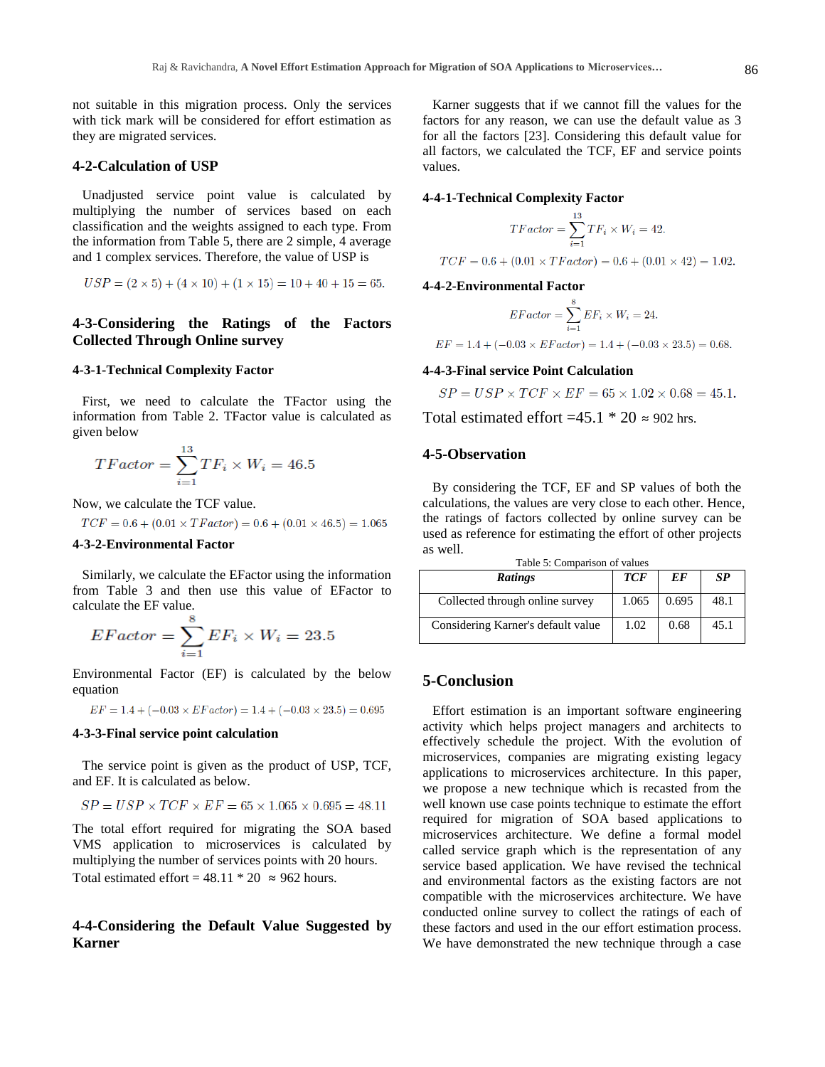not suitable in this migration process. Only the services with tick mark will be considered for effort estimation as they are migrated services.

### 4-2-Calculation of USP

Unadjusted service point value is calculated by multiplying the number of services based on each classification and the weights assigned to each type. From the information from Table 5, there are 2 simple, 4 average and 1 complex services. Therefore, the value of USP is

$$USP = (2 \times 5) + (4 \times 10) + (1 \times 15) = 10 + 40 + 15 = 65.$$

### 4-3-Considering the Ratings of the Factors Collected Through Online survey

#### 4-3-1-Technical Complexity Factor

First, we need to calculate the TFactor using the information from Table 2. TFactor value is calculated as given below

$$TFactor = \sum_{i=1}^{13} TF_i \times W_i = 46.5$$

Now, we calculate the TCF value.

$$TCF = 0.6 + (0.01 \times TFactor) = 0.6 + (0.01 \times 46.5) = 1.065$$

#### 4-3-2-Environmental Factor

Similarly, we calculate the EFactor using the information from Table 3 and then use this value of EFactor to calculate the EF value.

$$EFactor = \sum_{i=1}^{8} EF_i \times W_i = 23.5$$

Environmental Factor (EF) is calculated by the below equation

$$EF = 1.4 + (-0.03 \times EFactor) = 1.4 + (-0.03 \times 23.5) = 0.695$$

#### 4-3-3-Final service point calculation

The service point is given as the product of USP, TCF, and EF. It is calculated as below.

$$SP = USP \times TCF \times EF = 65 \times 1.065 \times 0.695 = 48.11$$

The total effort required for migrating the SOA based VMS application to microservices is calculated by multiplying the number of services points with 20 hours.

Total estimated effort = 48.11 * 20 ≈ 962 hours.

### 4-4-Considering the Default Value Suggested by Karner

Karner suggests that if we cannot fill the values for the factors for any reason, we can use the default value as 3 for all the factors [23]. Considering this default value for all factors, we calculated the TCF, EF and service points values.

#### 4-4-1-Technical Complexity Factor

$$TFactor = \sum_{i=1}^{13} TF_i \times W_i = 42.$$

$$TCF = 0.6 + (0.01 \times TFactor) = 0.6 + (0.01 \times 42) = 1.02.$$

#### 4-4-2-Environmental Factor

$$EFactor = \sum_{i=1}^{8} EF_i \times W_i = 24.$$

$$EF = 1.4 + (-0.03 \times EFactor) = 1.4 + (-0.03 \times 23.5) = 0.68.$$

#### 4-4-3-Final service Point Calculation

$$SP = USP \times TCF \times EF = 65 \times 1.02 \times 0.68 = 45.1.$$

Total estimated effort =45.1 * 20 ≈ 902 hrs.

### 4-5-Observation

By considering the TCF, EF and SP values of both the calculations, the values are very close to each other. Hence, the ratings of factors collected by online survey can be used as reference for estimating the effort of other projects as well.

Table 5: Comparison of values

| ***Ratings*** | ***TCF*** | ***EF*** | ***SP*** |
|---|---|---|---|
| Collected through online survey | 1.065 | 0.695 | 48.1 |
| Considering Karner's default value | 1.02 | 0.68 | 45.1 |

## 5-Conclusion

Effort estimation is an important software engineering activity which helps project managers and architects to effectively schedule the project. With the evolution of microservices, companies are migrating existing legacy applications to microservices architecture. In this paper, we propose a new technique which is recasted from the well known use case points technique to estimate the effort required for migration of SOA based applications to microservices architecture. We define a formal model called service graph which is the representation of any service based application. We have revised the technical and environmental factors as the existing factors are not compatible with the microservices architecture. We have conducted online survey to collect the ratings of each of these factors and used in the our effort estimation process. We have demonstrated the new technique through a case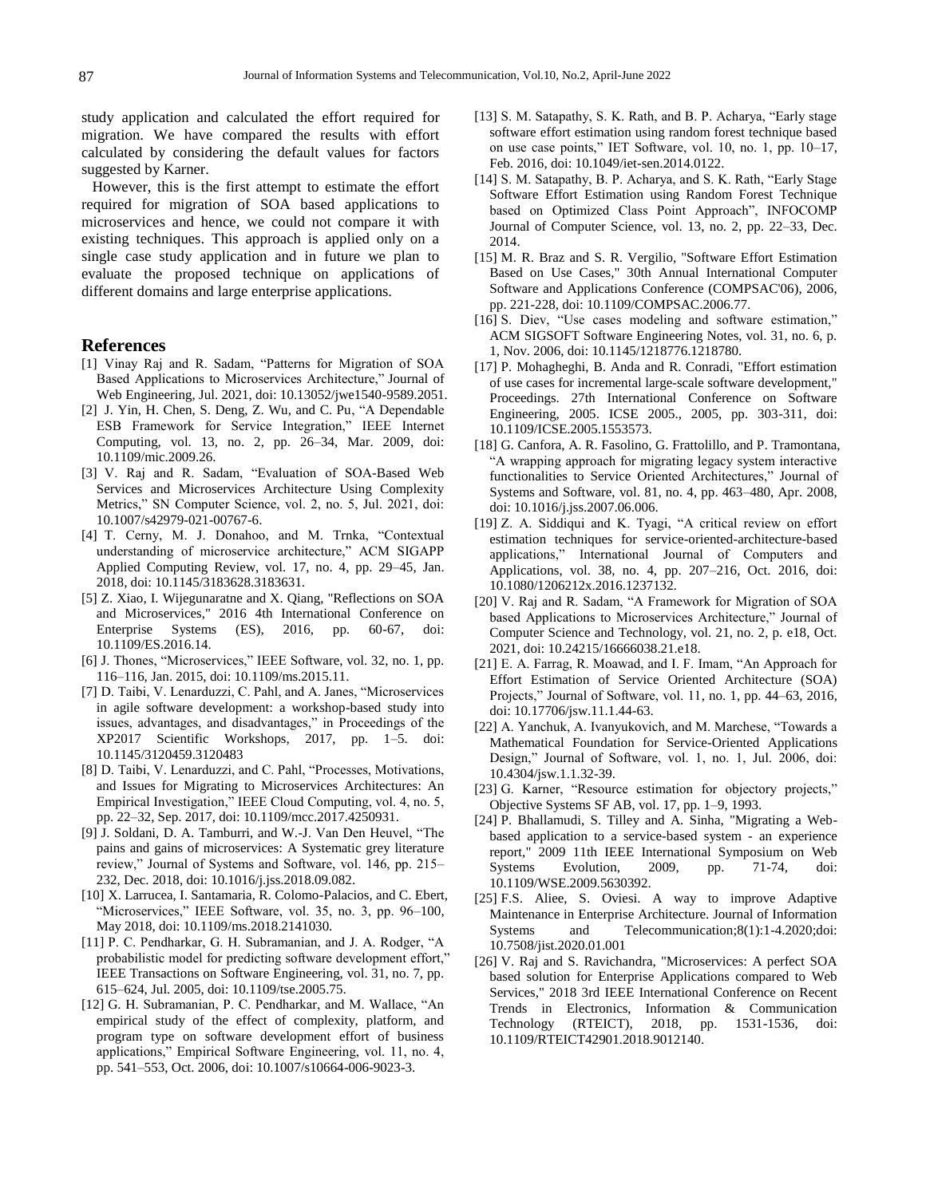study application and calculated the effort required for migration. We have compared the results with effort calculated by considering the default values for factors suggested by Karner.

However, this is the first attempt to estimate the effort required for migration of SOA based applications to microservices and hence, we could not compare it with existing techniques. This approach is applied only on a single case study application and in future we plan to evaluate the proposed technique on applications of different domains and large enterprise applications.

## References

[1] Vinay Raj and R. Sadam, “Patterns for Migration of SOA Based Applications to Microservices Architecture,” Journal of Web Engineering, Jul. 2021, doi: 10.13052/jwe1540-9589.2051.

[2] J. Yin, H. Chen, S. Deng, Z. Wu, and C. Pu, “A Dependable ESB Framework for Service Integration,” IEEE Internet Computing, vol. 13, no. 2, pp. 26–34, Mar. 2009, doi: 10.1109/mic.2009.26.

[3] V. Raj and R. Sadam, “Evaluation of SOA-Based Web Services and Microservices Architecture Using Complexity Metrics,” SN Computer Science, vol. 2, no. 5, Jul. 2021, doi: 10.1007/s42979-021-00767-6.

[4] T. Cerny, M. J. Donahoo, and M. Trnka, “Contextual understanding of microservice architecture,” ACM SIGAPP Applied Computing Review, vol. 17, no. 4, pp. 29–45, Jan. 2018, doi: 10.1145/3183628.3183631.

[5] Z. Xiao, I. Wijegunaratne and X. Qiang, "Reflections on SOA and Microservices," 2016 4th International Conference on Enterprise Systems (ES), 2016, pp. 60-67, doi: 10.1109/ES.2016.14.

[6] J. Thones, “Microservices,” IEEE Software, vol. 32, no. 1, pp. 116–116, Jan. 2015, doi: 10.1109/ms.2015.11.

[7] D. Taibi, V. Lenarduzzi, C. Pahl, and A. Janes, “Microservices in agile software development: a workshop-based study into issues, advantages, and disadvantages,” in Proceedings of the XP2017 Scientific Workshops, 2017, pp. 1–5. doi: 10.1145/3120459.3120483

[8] D. Taibi, V. Lenarduzzi, and C. Pahl, “Processes, Motivations, and Issues for Migrating to Microservices Architectures: An Empirical Investigation,” IEEE Cloud Computing, vol. 4, no. 5, pp. 22–32, Sep. 2017, doi: 10.1109/mcc.2017.4250931.

[9] J. Soldani, D. A. Tamburri, and W.-J. Van Den Heuvel, “The pains and gains of microservices: A Systematic grey literature review,” Journal of Systems and Software, vol. 146, pp. 215–232, Dec. 2018, doi: 10.1016/j.jss.2018.09.082.

[10] X. Larrucea, I. Santamaria, R. Colomo-Palacios, and C. Ebert, “Microservices,” IEEE Software, vol. 35, no. 3, pp. 96–100, May 2018, doi: 10.1109/ms.2018.2141030.

[11] P. C. Pendharkar, G. H. Subramanian, and J. A. Rodger, “A probabilistic model for predicting software development effort,” IEEE Transactions on Software Engineering, vol. 31, no. 7, pp. 615–624, Jul. 2005, doi: 10.1109/tse.2005.75.

[12] G. H. Subramanian, P. C. Pendharkar, and M. Wallace, “An empirical study of the effect of complexity, platform, and program type on software development effort of business applications,” Empirical Software Engineering, vol. 11, no. 4, pp. 541–553, Oct. 2006, doi: 10.1007/s10664-006-9023-3.

[13] S. M. Satapathy, S. K. Rath, and B. P. Acharya, “Early stage software effort estimation using random forest technique based on use case points,” IET Software, vol. 10, no. 1, pp. 10–17, Feb. 2016, doi: 10.1049/iet-sen.2014.0122.

[14] S. M. Satapathy, B. P. Acharya, and S. K. Rath, “Early Stage Software Effort Estimation using Random Forest Technique based on Optimized Class Point Approach”, INFOCOMP Journal of Computer Science, vol. 13, no. 2, pp. 22–33, Dec. 2014.

[15] M. R. Braz and S. R. Vergilio, "Software Effort Estimation Based on Use Cases," 30th Annual International Computer Software and Applications Conference (COMPSAC'06), 2006, pp. 221-228, doi: 10.1109/COMPSAC.2006.77.

[16] S. Diev, “Use cases modeling and software estimation,” ACM SIGSOFT Software Engineering Notes, vol. 31, no. 6, p. 1, Nov. 2006, doi: 10.1145/1218776.1218780.

[17] P. Mohagheghi, B. Anda and R. Conradi, "Effort estimation of use cases for incremental large-scale software development," Proceedings. 27th International Conference on Software Engineering, 2005. ICSE 2005., 2005, pp. 303-311, doi: 10.1109/ICSE.2005.1553573.

[18] G. Canfora, A. R. Fasolino, G. Frattolillo, and P. Tramontana, “A wrapping approach for migrating legacy system interactive functionalities to Service Oriented Architectures,” Journal of Systems and Software, vol. 81, no. 4, pp. 463–480, Apr. 2008, doi: 10.1016/j.jss.2007.06.006.

[19] Z. A. Siddiqui and K. Tyagi, “A critical review on effort estimation techniques for service-oriented-architecture-based applications,” International Journal of Computers and Applications, vol. 38, no. 4, pp. 207–216, Oct. 2016, doi: 10.1080/1206212x.2016.1237132.

[20] V. Raj and R. Sadam, “A Framework for Migration of SOA based Applications to Microservices Architecture,” Journal of Computer Science and Technology, vol. 21, no. 2, p. e18, Oct. 2021, doi: 10.24215/16666038.21.e18.

[21] E. A. Farrag, R. Moawad, and I. F. Imam, “An Approach for Effort Estimation of Service Oriented Architecture (SOA) Projects,” Journal of Software, vol. 11, no. 1, pp. 44–63, 2016, doi: 10.17706/jsw.11.1.44-63.

[22] A. Yanchuk, A. Ivanyukovich, and M. Marchese, “Towards a Mathematical Foundation for Service-Oriented Applications Design,” Journal of Software, vol. 1, no. 1, Jul. 2006, doi: 10.4304/jsw.1.1.32-39.

[23] G. Karner, “Resource estimation for objectory projects,” Objective Systems SF AB, vol. 17, pp. 1–9, 1993.

[24] P. Bhallamudi, S. Tilley and A. Sinha, "Migrating a Web-based application to a service-based system - an experience report," 2009 11th IEEE International Symposium on Web Systems Evolution, 2009, pp. 71-74, doi: 10.1109/WSE.2009.5630392.

[25] F.S. Aliee, S. Oviesi. A way to improve Adaptive Maintenance in Enterprise Architecture. Journal of Information Systems and Telecommunication;8(1):1-4.2020;doi: 10.7508/jist.2020.01.001

[26] V. Raj and S. Ravichandra, "Microservices: A perfect SOA based solution for Enterprise Applications compared to Web Services," 2018 3rd IEEE International Conference on Recent Trends in Electronics, Information & Communication Technology (RTEICT), 2018, pp. 1531-1536, doi: 10.1109/RTEICT42901.2018.9012140.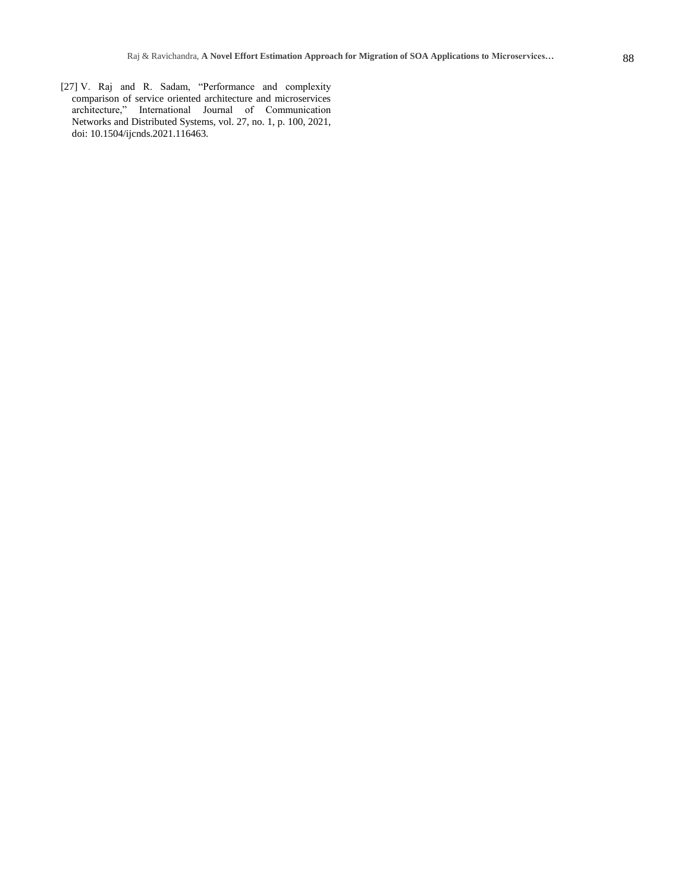[27] V. Raj and R. Sadam, "Performance and complexity comparison of service oriented architecture and microservices architecture," International Journal of Communication Networks and Distributed Systems, vol. 27, no. 1, p. 100, 2021, doi: 10.1504/ijcnds.2021.116463.